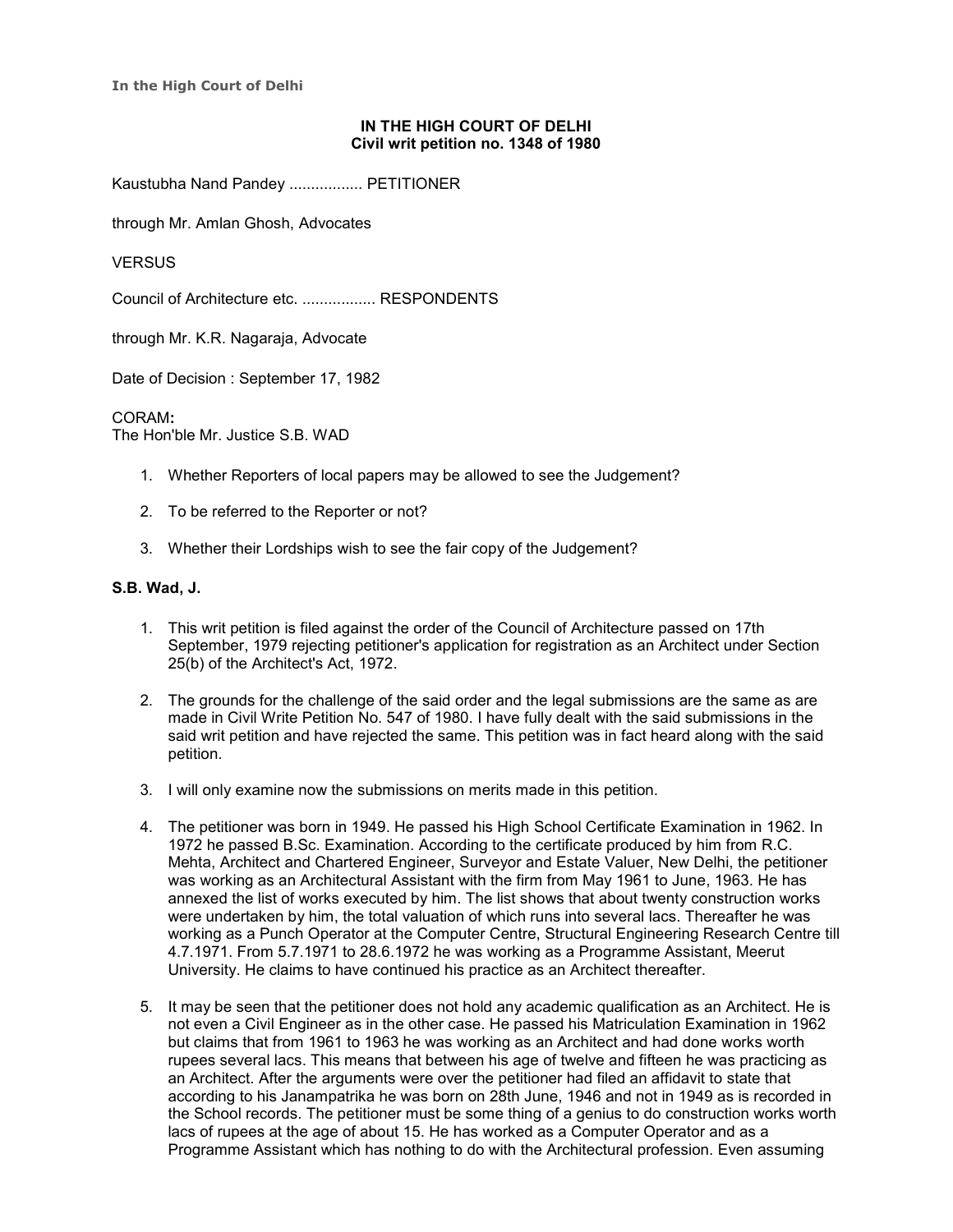**In the High Court of Delhi**

**IN THE HIGH COURT OF DELHI**
**Civil writ petition no. 1348 of 1980**

Kaustubha Nand Pandey ................ PETITIONER

through Mr. Amlan Ghosh, Advocates

VERSUS

Council of Architecture etc. ................ RESPONDENTS

through Mr. K.R. Nagaraja, Advocate

Date of Decision : September 17, 1982

CORAM**:**
The Hon'ble Mr. Justice S.B. WAD

1. Whether Reporters of local papers may be allowed to see the Judgement?
2. To be referred to the Reporter or not?
3. Whether their Lordships wish to see the fair copy of the Judgement?

**S.B. Wad, J.**

1. This writ petition is filed against the order of the Council of Architecture passed on 17th September, 1979 rejecting petitioner's application for registration as an Architect under Section 25(b) of the Architect's Act, 1972.

2. The grounds for the challenge of the said order and the legal submissions are the same as are made in Civil Write Petition No. 547 of 1980. I have fully dealt with the said submissions in the said writ petition and have rejected the same. This petition was in fact heard along with the said petition.

3. I will only examine now the submissions on merits made in this petition.

4. The petitioner was born in 1949. He passed his High School Certificate Examination in 1962. In 1972 he passed B.Sc. Examination. According to the certificate produced by him from R.C. Mehta, Architect and Chartered Engineer, Surveyor and Estate Valuer, New Delhi, the petitioner was working as an Architectural Assistant with the firm from May 1961 to June, 1963. He has annexed the list of works executed by him. The list shows that about twenty construction works were undertaken by him, the total valuation of which runs into several lacs. Thereafter he was working as a Punch Operator at the Computer Centre, Structural Engineering Research Centre till 4.7.1971. From 5.7.1971 to 28.6.1972 he was working as a Programme Assistant, Meerut University. He claims to have continued his practice as an Architect thereafter.

5. It may be seen that the petitioner does not hold any academic qualification as an Architect. He is not even a Civil Engineer as in the other case. He passed his Matriculation Examination in 1962 but claims that from 1961 to 1963 he was working as an Architect and had done works worth rupees several lacs. This means that between his age of twelve and fifteen he was practicing as an Architect. After the arguments were over the petitioner had filed an affidavit to state that according to his Janampatrika he was born on 28th June, 1946 and not in 1949 as is recorded in the School records. The petitioner must be some thing of a genius to do construction works worth lacs of rupees at the age of about 15. He has worked as a Computer Operator and as a Programme Assistant which has nothing to do with the Architectural profession. Even assuming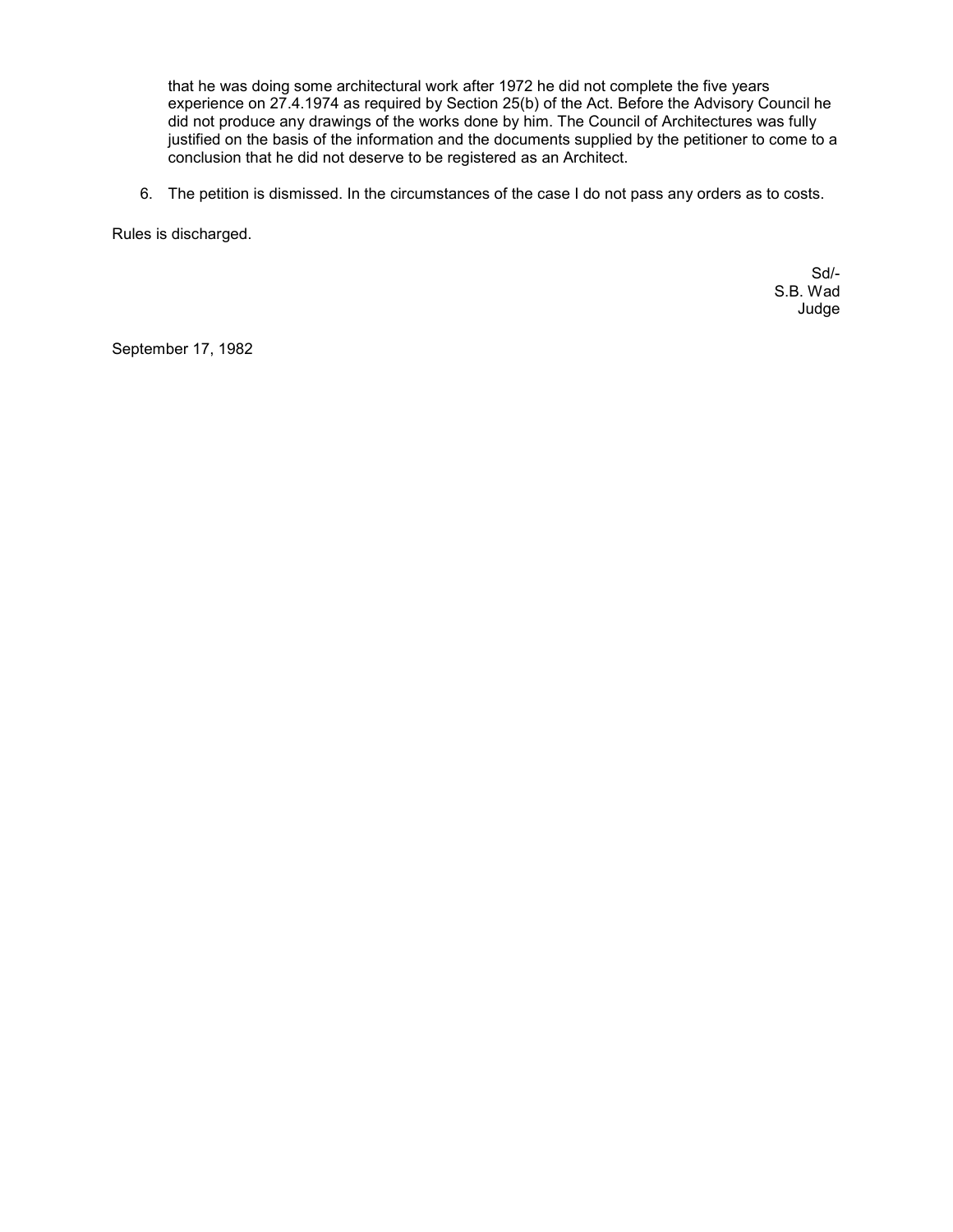that he was doing some architectural work after 1972 he did not complete the five years experience on 27.4.1974 as required by Section 25(b) of the Act. Before the Advisory Council he did not produce any drawings of the works done by him. The Council of Architectures was fully justified on the basis of the information and the documents supplied by the petitioner to come to a conclusion that he did not deserve to be registered as an Architect.

6. The petition is dismissed. In the circumstances of the case I do not pass any orders as to costs.

Rules is discharged.

Sd/-
S.B. Wad
Judge

September 17, 1982